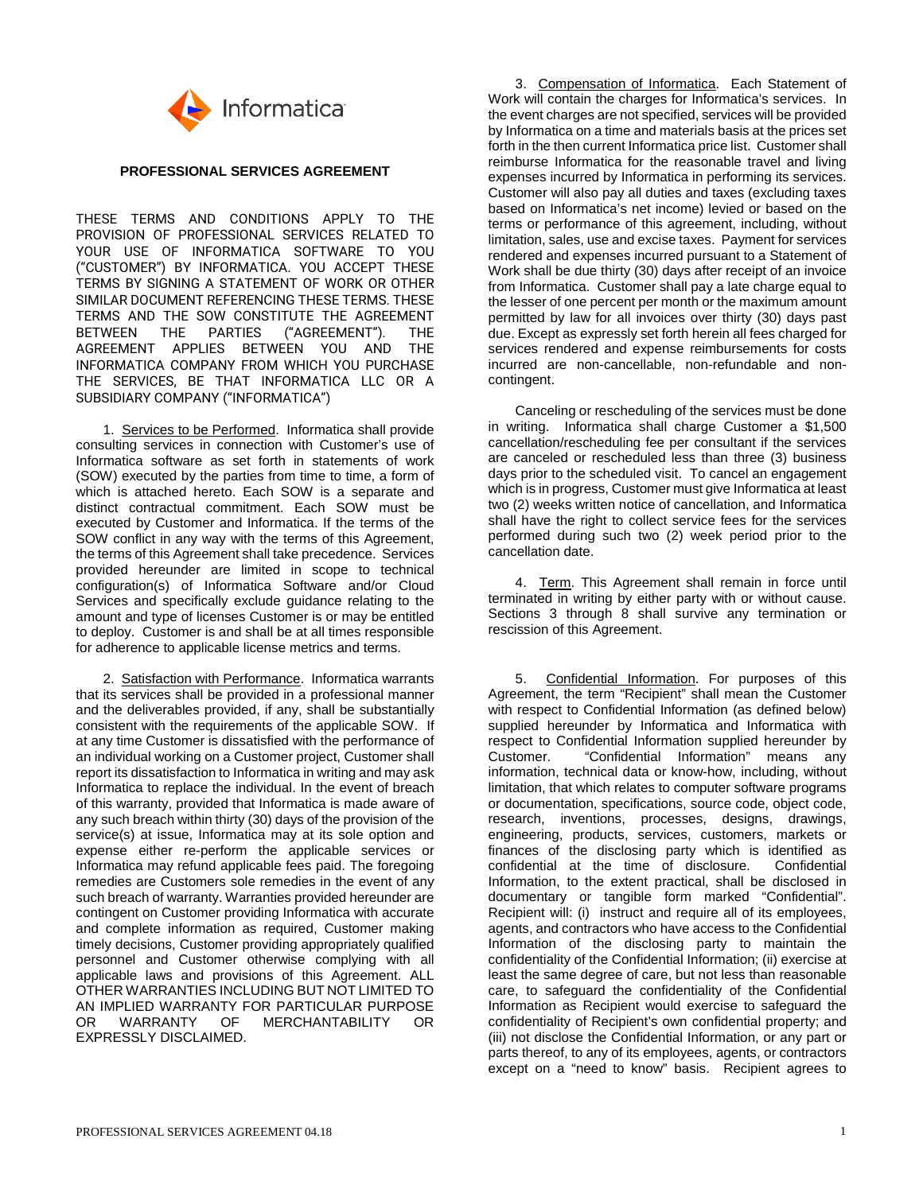Informatica

# PROFESSIONAL SERVICES AGREEMENT

THESE TERMS AND CONDITIONS APPLY TO THE PROVISION OF PROFESSIONAL SERVICES RELATED TO YOUR USE OF INFORMATICA SOFTWARE TO YOU ("CUSTOMER") BY INFORMATICA. YOU ACCEPT THESE TERMS BY SIGNING A STATEMENT OF WORK OR OTHER SIMILAR DOCUMENT REFERENCING THESE TERMS. THESE TERMS AND THE SOW CONSTITUTE THE AGREEMENT BETWEEN THE PARTIES ("AGREEMENT"). THE AGREEMENT APPLIES BETWEEN YOU AND THE INFORMATICA COMPANY FROM WHICH YOU PURCHASE THE SERVICES, BE THAT INFORMATICA LLC OR A SUBSIDIARY COMPANY ("INFORMATICA")

1. Services to be Performed. Informatica shall provide consulting services in connection with Customer's use of Informatica software as set forth in statements of work (SOW) executed by the parties from time to time, a form of which is attached hereto. Each SOW is a separate and distinct contractual commitment. Each SOW must be executed by Customer and Informatica. If the terms of the SOW conflict in any way with the terms of this Agreement, the terms of this Agreement shall take precedence. Services provided hereunder are limited in scope to technical configuration(s) of Informatica Software and/or Cloud Services and specifically exclude guidance relating to the amount and type of licenses Customer is or may be entitled to deploy. Customer is and shall be at all times responsible for adherence to applicable license metrics and terms.

2. Satisfaction with Performance. Informatica warrants that its services shall be provided in a professional manner and the deliverables provided, if any, shall be substantially consistent with the requirements of the applicable SOW. If at any time Customer is dissatisfied with the performance of an individual working on a Customer project, Customer shall report its dissatisfaction to Informatica in writing and may ask Informatica to replace the individual. In the event of breach of this warranty, provided that Informatica is made aware of any such breach within thirty (30) days of the provision of the service(s) at issue, Informatica may at its sole option and expense either re-perform the applicable services or Informatica may refund applicable fees paid. The foregoing remedies are Customers sole remedies in the event of any such breach of warranty. Warranties provided hereunder are contingent on Customer providing Informatica with accurate and complete information as required, Customer making timely decisions, Customer providing appropriately qualified personnel and Customer otherwise complying with all applicable laws and provisions of this Agreement. ALL OTHER WARRANTIES INCLUDING BUT NOT LIMITED TO AN IMPLIED WARRANTY FOR PARTICULAR PURPOSE OR WARRANTY OF MERCHANTABILITY OR EXPRESSLY DISCLAIMED.

3. Compensation of Informatica. Each Statement of Work will contain the charges for Informatica's services. In the event charges are not specified, services will be provided by Informatica on a time and materials basis at the prices set forth in the then current Informatica price list. Customer shall reimburse Informatica for the reasonable travel and living expenses incurred by Informatica in performing its services. Customer will also pay all duties and taxes (excluding taxes based on Informatica's net income) levied or based on the terms or performance of this agreement, including, without limitation, sales, use and excise taxes. Payment for services rendered and expenses incurred pursuant to a Statement of Work shall be due thirty (30) days after receipt of an invoice from Informatica. Customer shall pay a late charge equal to the lesser of one percent per month or the maximum amount permitted by law for all invoices over thirty (30) days past due. Except as expressly set forth herein all fees charged for services rendered and expense reimbursements for costs incurred are non-cancellable, non-refundable and non-contingent.

Canceling or rescheduling of the services must be done in writing. Informatica shall charge Customer a $1,500 cancellation/rescheduling fee per consultant if the services are canceled or rescheduled less than three (3) business days prior to the scheduled visit. To cancel an engagement which is in progress, Customer must give Informatica at least two (2) weeks written notice of cancellation, and Informatica shall have the right to collect service fees for the services performed during such two (2) week period prior to the cancellation date.

4. Term. This Agreement shall remain in force until terminated in writing by either party with or without cause. Sections 3 through 8 shall survive any termination or rescission of this Agreement.

5. Confidential Information. For purposes of this Agreement, the term "Recipient" shall mean the Customer with respect to Confidential Information (as defined below) supplied hereunder by Informatica and Informatica with respect to Confidential Information supplied hereunder by Customer. "Confidential Information" means any information, technical data or know-how, including, without limitation, that which relates to computer software programs or documentation, specifications, source code, object code, research, inventions, processes, designs, drawings, engineering, products, services, customers, markets or finances of the disclosing party which is identified as confidential at the time of disclosure. Confidential Information, to the extent practical, shall be disclosed in documentary or tangible form marked "Confidential". Recipient will: (i) instruct and require all of its employees, agents, and contractors who have access to the Confidential Information of the disclosing party to maintain the confidentiality of the Confidential Information; (ii) exercise at least the same degree of care, but not less than reasonable care, to safeguard the confidentiality of the Confidential Information as Recipient would exercise to safeguard the confidentiality of Recipient's own confidential property; and (iii) not disclose the Confidential Information, or any part or parts thereof, to any of its employees, agents, or contractors except on a "need to know" basis. Recipient agrees to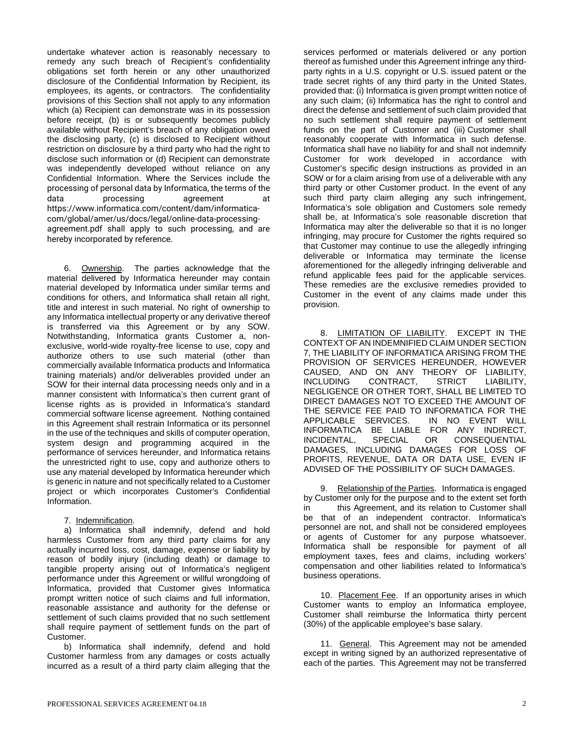undertake whatever action is reasonably necessary to remedy any such breach of Recipient's confidentiality obligations set forth herein or any other unauthorized disclosure of the Confidential Information by Recipient, its employees, its agents, or contractors. The confidentiality provisions of this Section shall not apply to any information which (a) Recipient can demonstrate was in its possession before receipt, (b) is or subsequently becomes publicly available without Recipient's breach of any obligation owed the disclosing party, (c) is disclosed to Recipient without restriction on disclosure by a third party who had the right to disclose such information or (d) Recipient can demonstrate was independently developed without reliance on any Confidential Information. Where the Services include the processing of personal data by Informatica, the terms of the data processing agreement at https://www.informatica.com/content/dam/informatica-com/global/amer/us/docs/legal/online-data-processing-agreement.pdf shall apply to such processing, and are hereby incorporated by reference.

6. Ownership. The parties acknowledge that the material delivered by Informatica hereunder may contain material developed by Informatica under similar terms and conditions for others, and Informatica shall retain all right, title and interest in such material. No right of ownership to any Informatica intellectual property or any derivative thereof is transferred via this Agreement or by any SOW. Notwithstanding, Informatica grants Customer a, non-exclusive, world-wide royalty-free license to use, copy and authorize others to use such material (other than commercially available Informatica products and Informatica training materials) and/or deliverables provided under an SOW for their internal data processing needs only and in a manner consistent with Informatica's then current grant of license rights as is provided in Informatica's standard commercial software license agreement. Nothing contained in this Agreement shall restrain Informatica or its personnel in the use of the techniques and skills of computer operation, system design and programming acquired in the performance of services hereunder, and Informatica retains the unrestricted right to use, copy and authorize others to use any material developed by Informatica hereunder which is generic in nature and not specifically related to a Customer project or which incorporates Customer's Confidential Information.

7. Indemnification.

a) Informatica shall indemnify, defend and hold harmless Customer from any third party claims for any actually incurred loss, cost, damage, expense or liability by reason of bodily injury (including death) or damage to tangible property arising out of Informatica's negligent performance under this Agreement or willful wrongdoing of Informatica, provided that Customer gives Informatica prompt written notice of such claims and full information, reasonable assistance and authority for the defense or settlement of such claims provided that no such settlement shall require payment of settlement funds on the part of Customer.

b) Informatica shall indemnify, defend and hold Customer harmless from any damages or costs actually incurred as a result of a third party claim alleging that the services performed or materials delivered or any portion thereof as furnished under this Agreement infringe any third-party rights in a U.S. copyright or U.S. issued patent or the trade secret rights of any third party in the United States, provided that: (i) Informatica is given prompt written notice of any such claim; (ii) Informatica has the right to control and direct the defense and settlement of such claim provided that no such settlement shall require payment of settlement funds on the part of Customer and (iii) Customer shall reasonably cooperate with Informatica in such defense. Informatica shall have no liability for and shall not indemnify Customer for work developed in accordance with Customer's specific design instructions as provided in an SOW or for a claim arising from use of a deliverable with any third party or other Customer product. In the event of any such third party claim alleging any such infringement, Informatica's sole obligation and Customers sole remedy shall be, at Informatica's sole reasonable discretion that Informatica may alter the deliverable so that it is no longer infringing, may procure for Customer the rights required so that Customer may continue to use the allegedly infringing deliverable or Informatica may terminate the license aforementioned for the allegedly infringing deliverable and refund applicable fees paid for the applicable services. These remedies are the exclusive remedies provided to Customer in the event of any claims made under this provision.

8. LIMITATION OF LIABILITY. EXCEPT IN THE CONTEXT OF AN INDEMNIFIED CLAIM UNDER SECTION 7, THE LIABILITY OF INFORMATICA ARISING FROM THE PROVISION OF SERVICES HEREUNDER, HOWEVER CAUSED, AND ON ANY THEORY OF LIABILITY, INCLUDING CONTRACT, STRICT LIABILITY, NEGLIGENCE OR OTHER TORT, SHALL BE LIMITED TO DIRECT DAMAGES NOT TO EXCEED THE AMOUNT OF THE SERVICE FEE PAID TO INFORMATICA FOR THE APPLICABLE SERVICES. IN NO EVENT WILL INFORMATICA BE LIABLE FOR ANY INDIRECT, INCIDENTAL, SPECIAL OR CONSEQUENTIAL DAMAGES, INCLUDING DAMAGES FOR LOSS OF PROFITS, REVENUE, DATA OR DATA USE, EVEN IF ADVISED OF THE POSSIBILITY OF SUCH DAMAGES.

9. Relationship of the Parties. Informatica is engaged by Customer only for the purpose and to the extent set forth in this Agreement, and its relation to Customer shall be that of an independent contractor. Informatica's personnel are not, and shall not be considered employees or agents of Customer for any purpose whatsoever. Informatica shall be responsible for payment of all employment taxes, fees and claims, including workers' compensation and other liabilities related to Informatica's business operations.

10. Placement Fee. If an opportunity arises in which Customer wants to employ an Informatica employee, Customer shall reimburse the Informatica thirty percent (30%) of the applicable employee's base salary.

11. General. This Agreement may not be amended except in writing signed by an authorized representative of each of the parties. This Agreement may not be transferred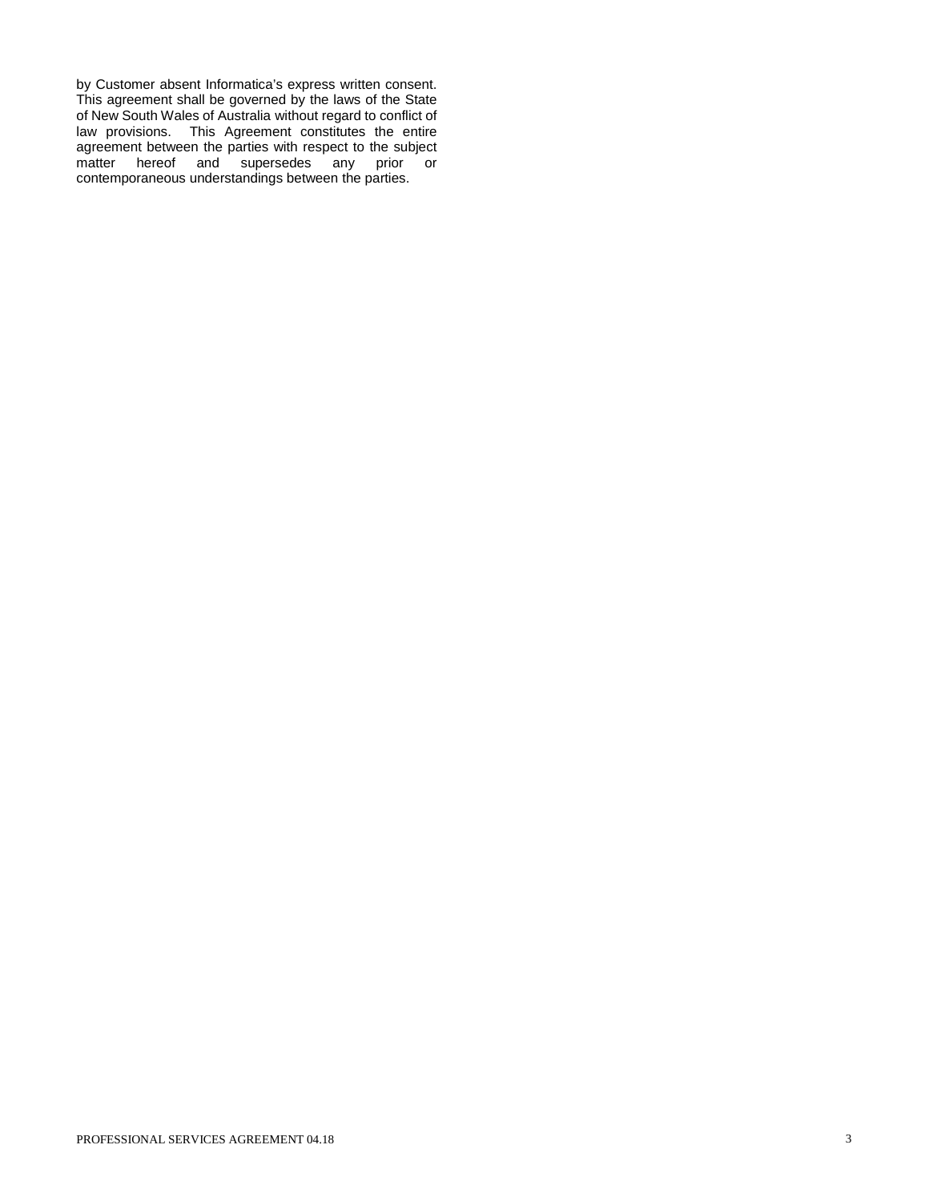by Customer absent Informatica's express written consent. This agreement shall be governed by the laws of the State of New South Wales of Australia without regard to conflict of law provisions. This Agreement constitutes the entire agreement between the parties with respect to the subject matter hereof and supersedes any prior or contemporaneous understandings between the parties.